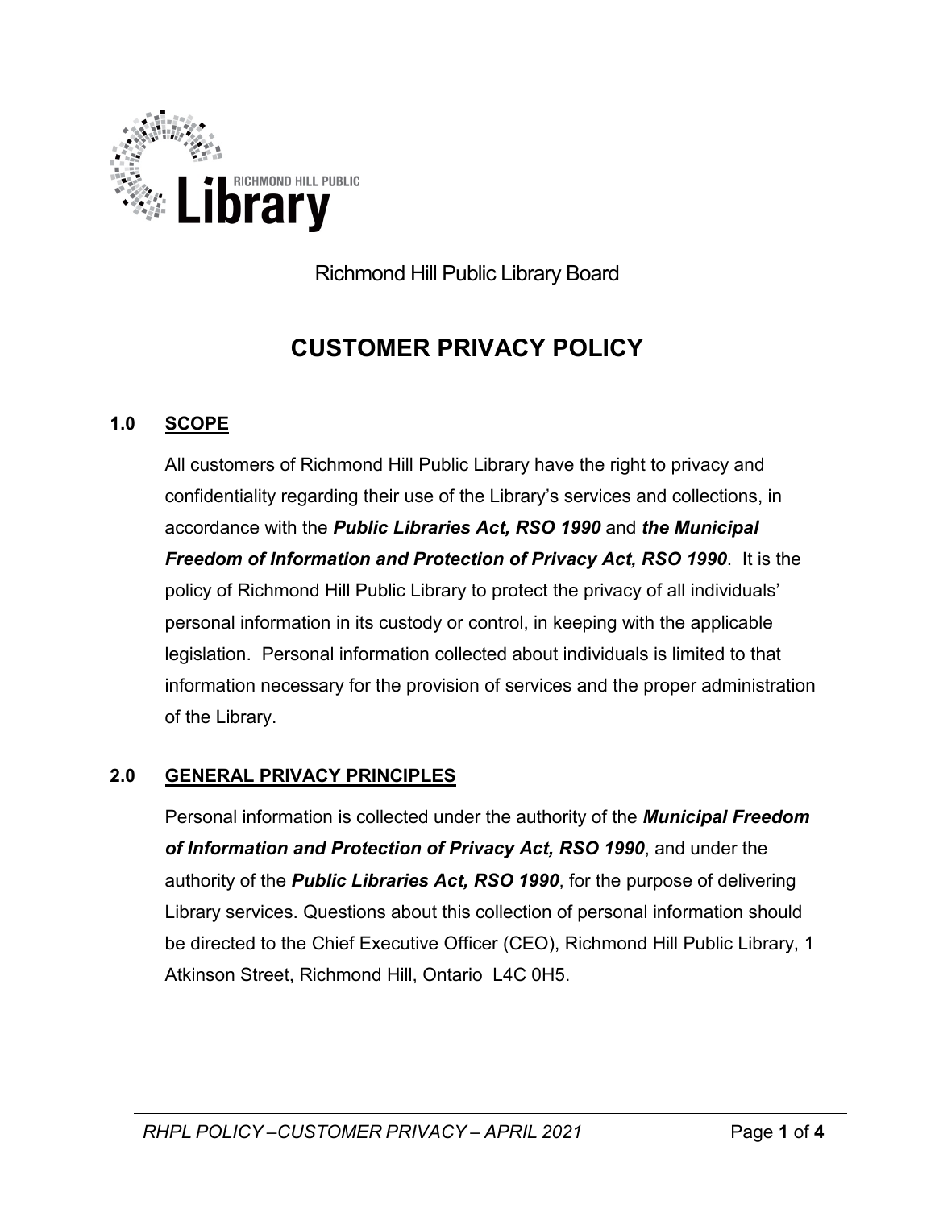Richmond Hill Public Library Board

# CUSTOMER PRIVACY POLICY

## 1.0 SCOPE

All customers of Richmond Hill Public Library have the right to privacy and confidentiality regarding their use of the Library's services and collections, in accordance with the ***Public Libraries Act, RSO 1990*** and ***the Municipal Freedom of Information and Protection of Privacy Act, RSO 1990***. It is the policy of Richmond Hill Public Library to protect the privacy of all individuals' personal information in its custody or control, in keeping with the applicable legislation. Personal information collected about individuals is limited to that information necessary for the provision of services and the proper administration of the Library.

## 2.0 GENERAL PRIVACY PRINCIPLES

Personal information is collected under the authority of the ***Municipal Freedom of Information and Protection of Privacy Act, RSO 1990***, and under the authority of the ***Public Libraries Act, RSO 1990***, for the purpose of delivering Library services. Questions about this collection of personal information should be directed to the Chief Executive Officer (CEO), Richmond Hill Public Library, 1 Atkinson Street, Richmond Hill, Ontario L4C 0H5.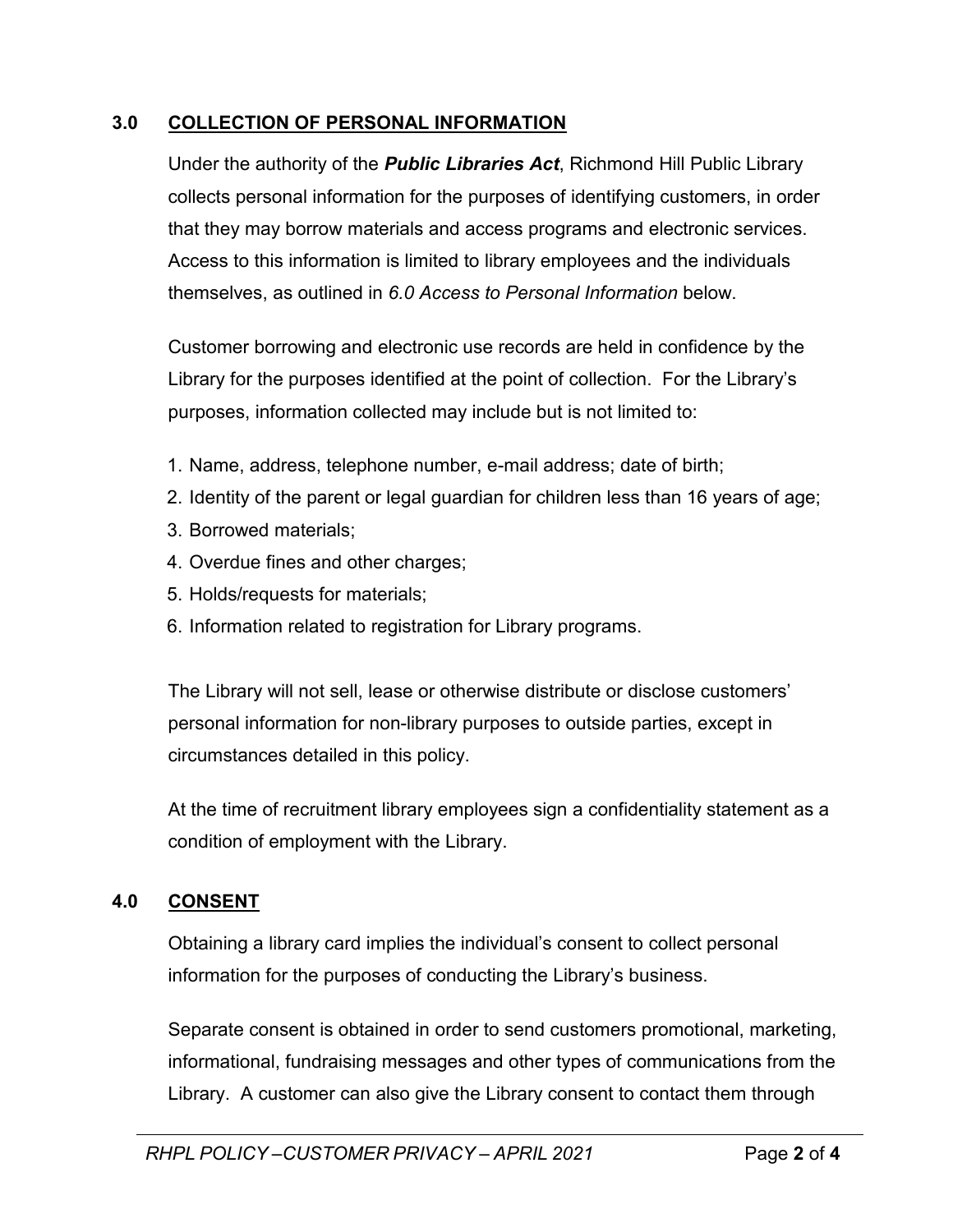## 3.0 COLLECTION OF PERSONAL INFORMATION

Under the authority of the ***Public Libraries Act***, Richmond Hill Public Library collects personal information for the purposes of identifying customers, in order that they may borrow materials and access programs and electronic services. Access to this information is limited to library employees and the individuals themselves, as outlined in *6.0 Access to Personal Information* below.

Customer borrowing and electronic use records are held in confidence by the Library for the purposes identified at the point of collection. For the Library's purposes, information collected may include but is not limited to:

1. Name, address, telephone number, e-mail address; date of birth;
2. Identity of the parent or legal guardian for children less than 16 years of age;
3. Borrowed materials;
4. Overdue fines and other charges;
5. Holds/requests for materials;
6. Information related to registration for Library programs.

The Library will not sell, lease or otherwise distribute or disclose customers' personal information for non-library purposes to outside parties, except in circumstances detailed in this policy.

At the time of recruitment library employees sign a confidentiality statement as a condition of employment with the Library.

## 4.0 CONSENT

Obtaining a library card implies the individual's consent to collect personal information for the purposes of conducting the Library's business.

Separate consent is obtained in order to send customers promotional, marketing, informational, fundraising messages and other types of communications from the Library. A customer can also give the Library consent to contact them through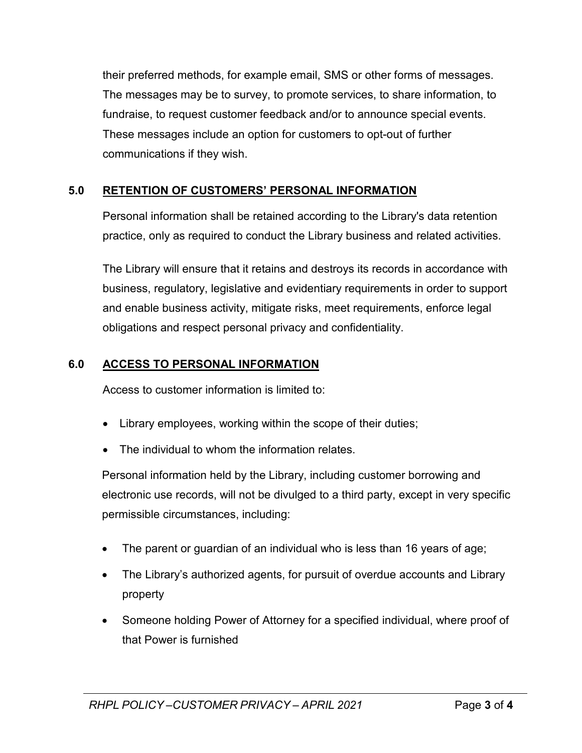their preferred methods, for example email, SMS or other forms of messages. The messages may be to survey, to promote services, to share information, to fundraise, to request customer feedback and/or to announce special events. These messages include an option for customers to opt-out of further communications if they wish.

## 5.0 RETENTION OF CUSTOMERS' PERSONAL INFORMATION

Personal information shall be retained according to the Library's data retention practice, only as required to conduct the Library business and related activities.

The Library will ensure that it retains and destroys its records in accordance with business, regulatory, legislative and evidentiary requirements in order to support and enable business activity, mitigate risks, meet requirements, enforce legal obligations and respect personal privacy and confidentiality.

## 6.0 ACCESS TO PERSONAL INFORMATION

Access to customer information is limited to:

- Library employees, working within the scope of their duties;
- The individual to whom the information relates.

Personal information held by the Library, including customer borrowing and electronic use records, will not be divulged to a third party, except in very specific permissible circumstances, including:

- The parent or guardian of an individual who is less than 16 years of age;
- The Library's authorized agents, for pursuit of overdue accounts and Library property
- Someone holding Power of Attorney for a specified individual, where proof of that Power is furnished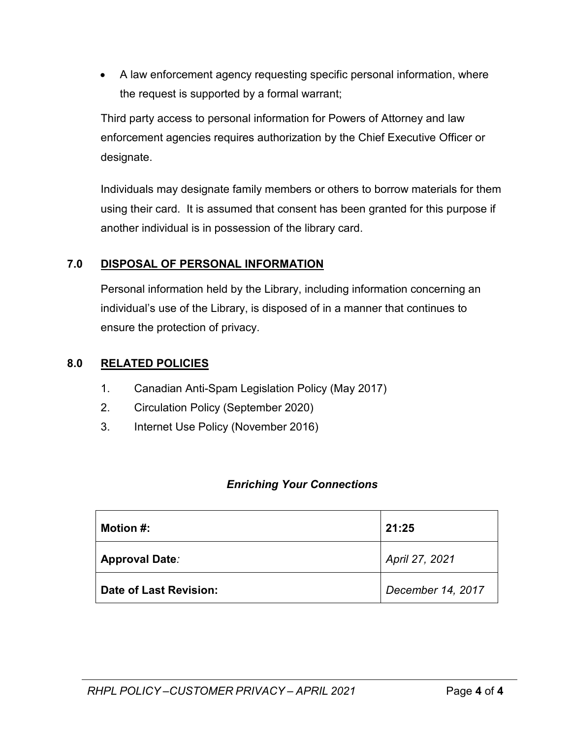- A law enforcement agency requesting specific personal information, where the request is supported by a formal warrant;

Third party access to personal information for Powers of Attorney and law enforcement agencies requires authorization by the Chief Executive Officer or designate.

Individuals may designate family members or others to borrow materials for them using their card. It is assumed that consent has been granted for this purpose if another individual is in possession of the library card.

## 7.0 DISPOSAL OF PERSONAL INFORMATION

Personal information held by the Library, including information concerning an individual's use of the Library, is disposed of in a manner that continues to ensure the protection of privacy.

## 8.0 RELATED POLICIES

1. Canadian Anti-Spam Legislation Policy (May 2017)
2. Circulation Policy (September 2020)
3. Internet Use Policy (November 2016)

***Enriching Your Connections***

| | |
|---|---|
| **Motion #:** | **21:25** |
| **Approval Date***:* | *April 27, 2021* |
| **Date of Last Revision:** | *December 14, 2017* |